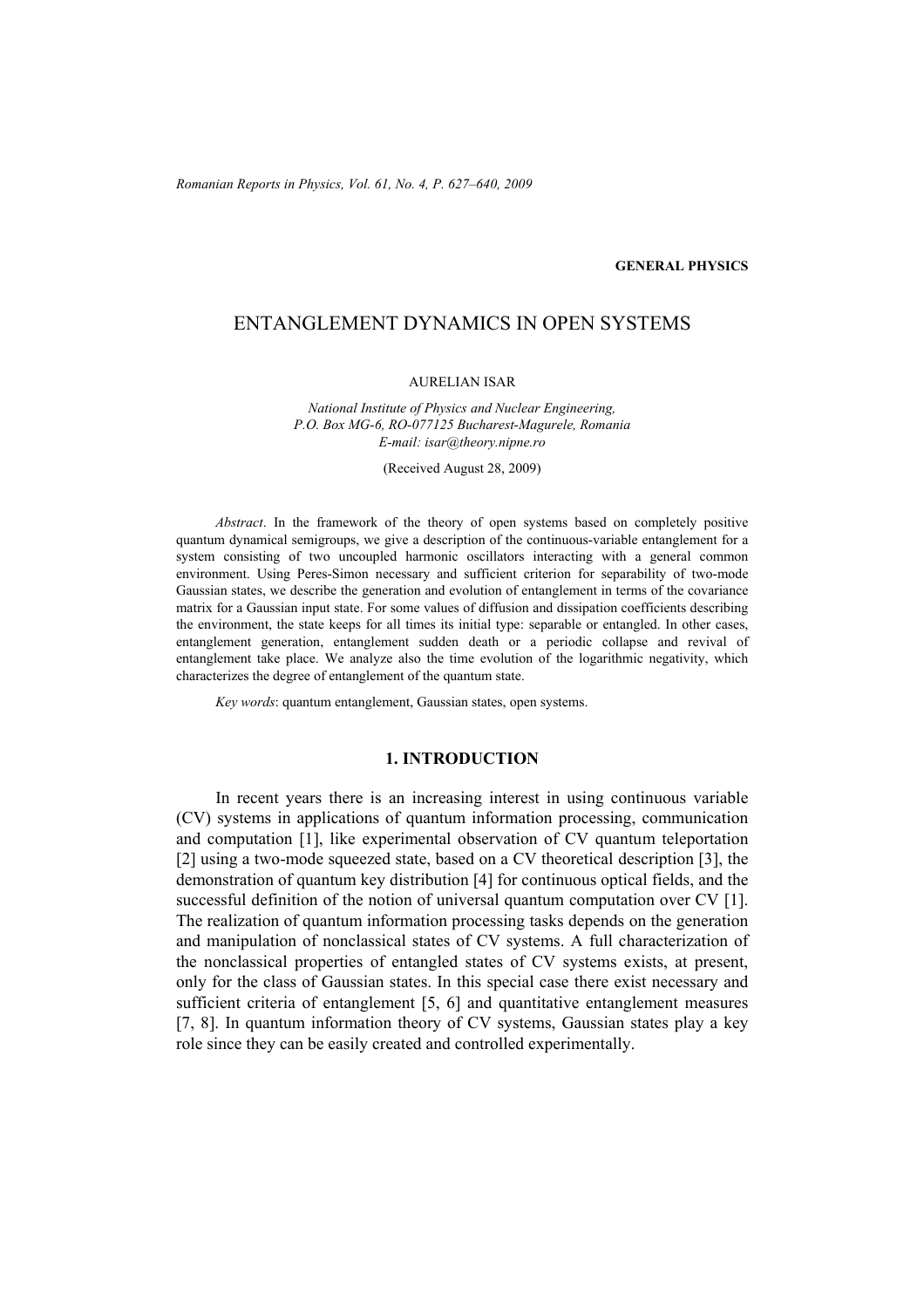GENERAL PHYSICS

# ENTANGLEMENT DYNAMICS IN OPEN SYSTEMS

AURELIAN ISAR

*National Institute of Physics and Nuclear Engineering,*
*P.O. Box MG-6, RO-077125 Bucharest-Magurele, Romania*
*E-mail: isar@theory.nipne.ro*

(Received August 28, 2009)

*Abstract*. In the framework of the theory of open systems based on completely positive quantum dynamical semigroups, we give a description of the continuous-variable entanglement for a system consisting of two uncoupled harmonic oscillators interacting with a general common environment. Using Peres-Simon necessary and sufficient criterion for separability of two-mode Gaussian states, we describe the generation and evolution of entanglement in terms of the covariance matrix for a Gaussian input state. For some values of diffusion and dissipation coefficients describing the environment, the state keeps for all times its initial type: separable or entangled. In other cases, entanglement generation, entanglement sudden death or a periodic collapse and revival of entanglement take place. We analyze also the time evolution of the logarithmic negativity, which characterizes the degree of entanglement of the quantum state.

*Key words*: quantum entanglement, Gaussian states, open systems.

## 1. INTRODUCTION

In recent years there is an increasing interest in using continuous variable (CV) systems in applications of quantum information processing, communication and computation [1], like experimental observation of CV quantum teleportation [2] using a two-mode squeezed state, based on a CV theoretical description [3], the demonstration of quantum key distribution [4] for continuous optical fields, and the successful definition of the notion of universal quantum computation over CV [1]. The realization of quantum information processing tasks depends on the generation and manipulation of nonclassical states of CV systems. A full characterization of the nonclassical properties of entangled states of CV systems exists, at present, only for the class of Gaussian states. In this special case there exist necessary and sufficient criteria of entanglement [5, 6] and quantitative entanglement measures [7, 8]. In quantum information theory of CV systems, Gaussian states play a key role since they can be easily created and controlled experimentally.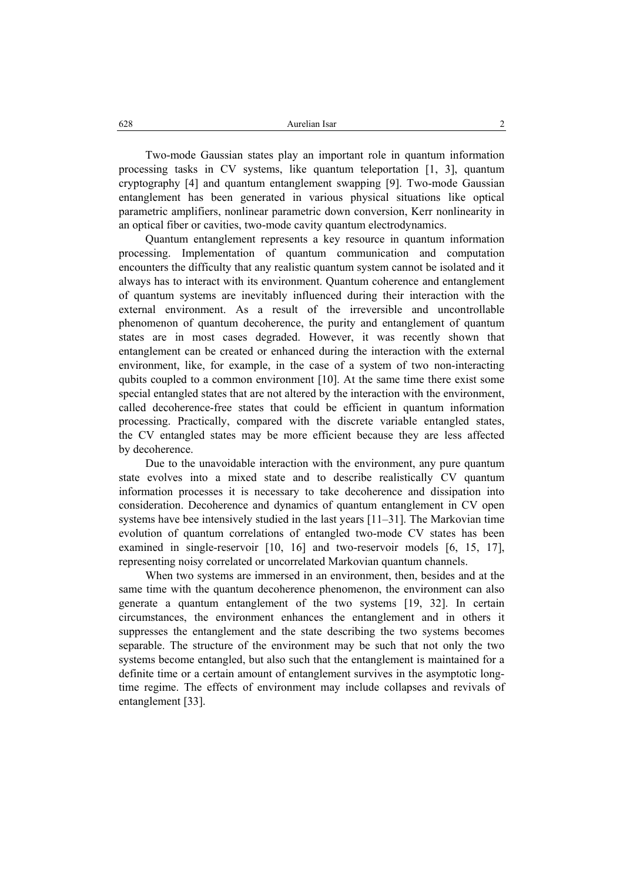Two-mode Gaussian states play an important role in quantum information processing tasks in CV systems, like quantum teleportation [1, 3], quantum cryptography [4] and quantum entanglement swapping [9]. Two-mode Gaussian entanglement has been generated in various physical situations like optical parametric amplifiers, nonlinear parametric down conversion, Kerr nonlinearity in an optical fiber or cavities, two-mode cavity quantum electrodynamics.

Quantum entanglement represents a key resource in quantum information processing. Implementation of quantum communication and computation encounters the difficulty that any realistic quantum system cannot be isolated and it always has to interact with its environment. Quantum coherence and entanglement of quantum systems are inevitably influenced during their interaction with the external environment. As a result of the irreversible and uncontrollable phenomenon of quantum decoherence, the purity and entanglement of quantum states are in most cases degraded. However, it was recently shown that entanglement can be created or enhanced during the interaction with the external environment, like, for example, in the case of a system of two non-interacting qubits coupled to a common environment [10]. At the same time there exist some special entangled states that are not altered by the interaction with the environment, called decoherence-free states that could be efficient in quantum information processing. Practically, compared with the discrete variable entangled states, the CV entangled states may be more efficient because they are less affected by decoherence.

Due to the unavoidable interaction with the environment, any pure quantum state evolves into a mixed state and to describe realistically CV quantum information processes it is necessary to take decoherence and dissipation into consideration. Decoherence and dynamics of quantum entanglement in CV open systems have bee intensively studied in the last years [11–31]. The Markovian time evolution of quantum correlations of entangled two-mode CV states has been examined in single-reservoir [10, 16] and two-reservoir models [6, 15, 17], representing noisy correlated or uncorrelated Markovian quantum channels.

When two systems are immersed in an environment, then, besides and at the same time with the quantum decoherence phenomenon, the environment can also generate a quantum entanglement of the two systems [19, 32]. In certain circumstances, the environment enhances the entanglement and in others it suppresses the entanglement and the state describing the two systems becomes separable. The structure of the environment may be such that not only the two systems become entangled, but also such that the entanglement is maintained for a definite time or a certain amount of entanglement survives in the asymptotic long-time regime. The effects of environment may include collapses and revivals of entanglement [33].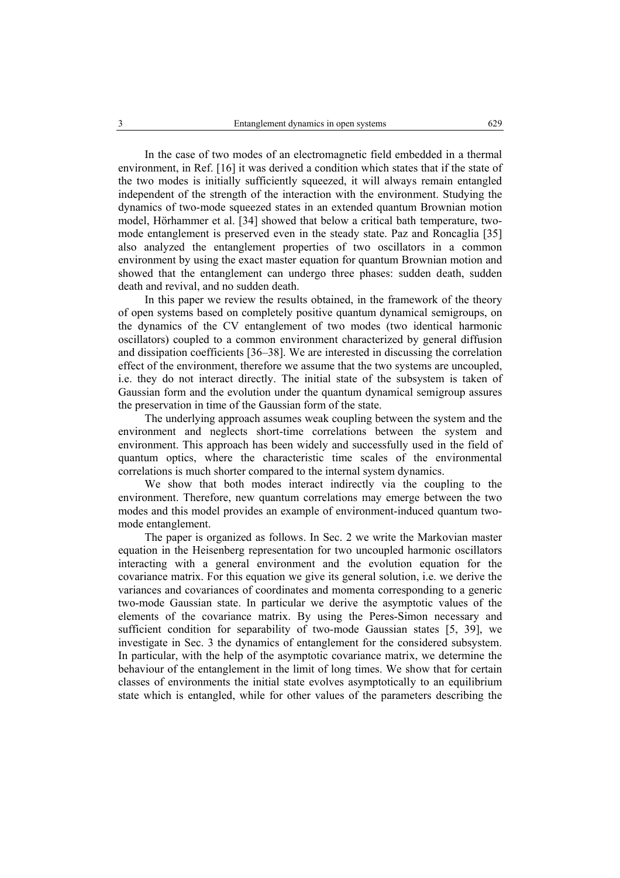In the case of two modes of an electromagnetic field embedded in a thermal environment, in Ref. [16] it was derived a condition which states that if the state of the two modes is initially sufficiently squeezed, it will always remain entangled independent of the strength of the interaction with the environment. Studying the dynamics of two-mode squeezed states in an extended quantum Brownian motion model, Hörhammer et al. [34] showed that below a critical bath temperature, two-mode entanglement is preserved even in the steady state. Paz and Roncaglia [35] also analyzed the entanglement properties of two oscillators in a common environment by using the exact master equation for quantum Brownian motion and showed that the entanglement can undergo three phases: sudden death, sudden death and revival, and no sudden death.

In this paper we review the results obtained, in the framework of the theory of open systems based on completely positive quantum dynamical semigroups, on the dynamics of the CV entanglement of two modes (two identical harmonic oscillators) coupled to a common environment characterized by general diffusion and dissipation coefficients [36–38]. We are interested in discussing the correlation effect of the environment, therefore we assume that the two systems are uncoupled, i.e. they do not interact directly. The initial state of the subsystem is taken of Gaussian form and the evolution under the quantum dynamical semigroup assures the preservation in time of the Gaussian form of the state.

The underlying approach assumes weak coupling between the system and the environment and neglects short-time correlations between the system and environment. This approach has been widely and successfully used in the field of quantum optics, where the characteristic time scales of the environmental correlations is much shorter compared to the internal system dynamics.

We show that both modes interact indirectly via the coupling to the environment. Therefore, new quantum correlations may emerge between the two modes and this model provides an example of environment-induced quantum two-mode entanglement.

The paper is organized as follows. In Sec. 2 we write the Markovian master equation in the Heisenberg representation for two uncoupled harmonic oscillators interacting with a general environment and the evolution equation for the covariance matrix. For this equation we give its general solution, i.e. we derive the variances and covariances of coordinates and momenta corresponding to a generic two-mode Gaussian state. In particular we derive the asymptotic values of the elements of the covariance matrix. By using the Peres-Simon necessary and sufficient condition for separability of two-mode Gaussian states [5, 39], we investigate in Sec. 3 the dynamics of entanglement for the considered subsystem. In particular, with the help of the asymptotic covariance matrix, we determine the behaviour of the entanglement in the limit of long times. We show that for certain classes of environments the initial state evolves asymptotically to an equilibrium state which is entangled, while for other values of the parameters describing the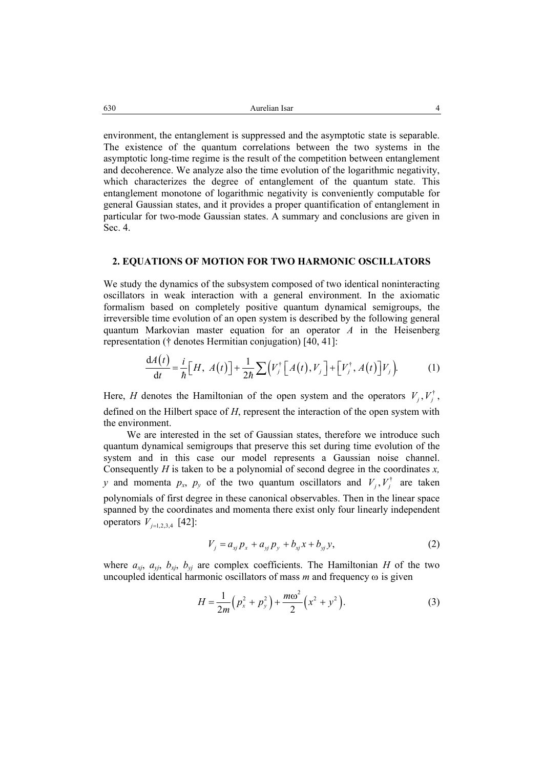environment, the entanglement is suppressed and the asymptotic state is separable. The existence of the quantum correlations between the two systems in the asymptotic long-time regime is the result of the competition between entanglement and decoherence. We analyze also the time evolution of the logarithmic negativity, which characterizes the degree of entanglement of the quantum state. This entanglement monotone of logarithmic negativity is conveniently computable for general Gaussian states, and it provides a proper quantification of entanglement in particular for two-mode Gaussian states. A summary and conclusions are given in Sec. 4.

## 2. EQUATIONS OF MOTION FOR TWO HARMONIC OSCILLATORS

We study the dynamics of the subsystem composed of two identical noninteracting oscillators in weak interaction with a general environment. In the axiomatic formalism based on completely positive quantum dynamical semigroups, the irreversible time evolution of an open system is described by the following general quantum Markovian master equation for an operator $A$ in the Heisenberg representation († denotes Hermitian conjugation) [40, 41]:

$$\frac{\mathrm{d}A(t)}{\mathrm{d}t} = \frac{i}{\hbar}\left[H,\ A(t)\right] + \frac{1}{2\hbar}\sum\left(V_j^{\dagger}\left[A(t), V_j\right] + \left[V_j^{\dagger},\ A(t)\right]V_j\right). \tag{1}$$

Here, $H$ denotes the Hamiltonian of the open system and the operators $V_j, V_j^{\dagger}$, defined on the Hilbert space of $H$, represent the interaction of the open system with the environment.

We are interested in the set of Gaussian states, therefore we introduce such quantum dynamical semigroups that preserve this set during time evolution of the system and in this case our model represents a Gaussian noise channel. Consequently $H$ is taken to be a polynomial of second degree in the coordinates $x$, $y$ and momenta $p_x$, $p_y$ of the two quantum oscillators and $V_j, V_j^{\dagger}$ are taken polynomials of first degree in these canonical observables. Then in the linear space spanned by the coordinates and momenta there exist only four linearly independent operators $V_{j=1,2,3,4}$ [42]:

$$V_j = a_{xj}p_x + a_{yj}p_y + b_{xj}x + b_{yj}y, \tag{2}$$

where $a_{xj}$, $a_{yj}$, $b_{xj}$, $b_{yj}$ are complex coefficients. The Hamiltonian $H$ of the two uncoupled identical harmonic oscillators of mass $m$ and frequency $\omega$ is given

$$H = \frac{1}{2m}\left(p_x^2 + p_y^2\right) + \frac{m\omega^2}{2}\left(x^2 + y^2\right). \tag{3}$$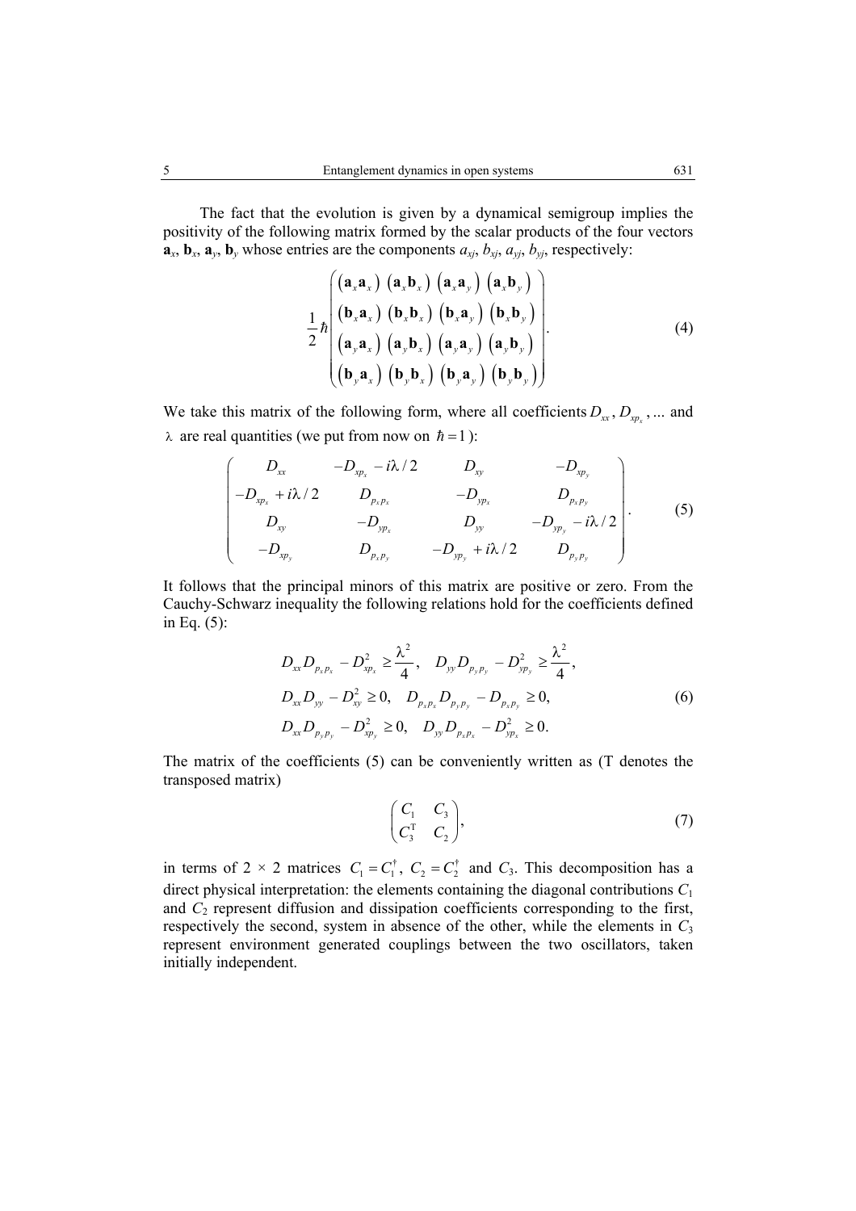The fact that the evolution is given by a dynamical semigroup implies the positivity of the following matrix formed by the scalar products of the four vectors $\mathbf{a}_x$, $\mathbf{b}_x$, $\mathbf{a}_y$, $\mathbf{b}_y$ whose entries are the components $a_{xj}$, $b_{xj}$, $a_{yj}$, $b_{yj}$, respectively:

$$\frac{1}{2}\hbar\begin{pmatrix} (\mathbf{a}_x\mathbf{a}_x) & (\mathbf{a}_x\mathbf{b}_x) & (\mathbf{a}_x\mathbf{a}_y) & (\mathbf{a}_x\mathbf{b}_y) \\ (\mathbf{b}_x\mathbf{a}_x) & (\mathbf{b}_x\mathbf{b}_x) & (\mathbf{b}_x\mathbf{a}_y) & (\mathbf{b}_x\mathbf{b}_y) \\ (\mathbf{a}_y\mathbf{a}_x) & (\mathbf{a}_y\mathbf{b}_x) & (\mathbf{a}_y\mathbf{a}_y) & (\mathbf{a}_y\mathbf{b}_y) \\ (\mathbf{b}_y\mathbf{a}_x) & (\mathbf{b}_y\mathbf{b}_x) & (\mathbf{b}_y\mathbf{a}_y) & (\mathbf{b}_y\mathbf{b}_y) \end{pmatrix}. \tag{4}$$

We take this matrix of the following form, where all coefficients $D_{xx}$, $D_{xp_x}$, ... and $\lambda$ are real quantities (we put from now on $\hbar = 1$):

$$\begin{pmatrix} D_{xx} & -D_{xp_x} - i\lambda/2 & D_{xy} & -D_{xp_y} \\ -D_{xp_x} + i\lambda/2 & D_{p_x p_x} & -D_{yp_x} & D_{p_x p_y} \\ D_{xy} & -D_{yp_x} & D_{yy} & -D_{yp_y} - i\lambda/2 \\ -D_{xp_y} & D_{p_x p_y} & -D_{yp_y} + i\lambda/2 & D_{p_y p_y} \end{pmatrix}. \tag{5}$$

It follows that the principal minors of this matrix are positive or zero. From the Cauchy-Schwarz inequality the following relations hold for the coefficients defined in Eq. (5):

$$\begin{aligned} &D_{xx}D_{p_x p_x} - D_{xp_x}^2 \geq \frac{\lambda^2}{4}, \quad D_{yy}D_{p_y p_y} - D_{yp_y}^2 \geq \frac{\lambda^2}{4}, \\ &D_{xx}D_{yy} - D_{xy}^2 \geq 0, \quad D_{p_x p_x}D_{p_y p_y} - D_{p_x p_y} \geq 0, \\ &D_{xx}D_{p_y p_y} - D_{xp_y}^2 \geq 0, \quad D_{yy}D_{p_x p_x} - D_{yp_x}^2 \geq 0. \end{aligned} \tag{6}$$

The matrix of the coefficients (5) can be conveniently written as (T denotes the transposed matrix)

$$\begin{pmatrix} C_1 & C_3 \\ C_3^{\mathrm{T}} & C_2 \end{pmatrix}, \tag{7}$$

in terms of 2 × 2 matrices $C_1 = C_1^\dagger$, $C_2 = C_2^\dagger$ and $C_3$. This decomposition has a direct physical interpretation: the elements containing the diagonal contributions $C_1$ and $C_2$ represent diffusion and dissipation coefficients corresponding to the first, respectively the second, system in absence of the other, while the elements in $C_3$ represent environment generated couplings between the two oscillators, taken initially independent.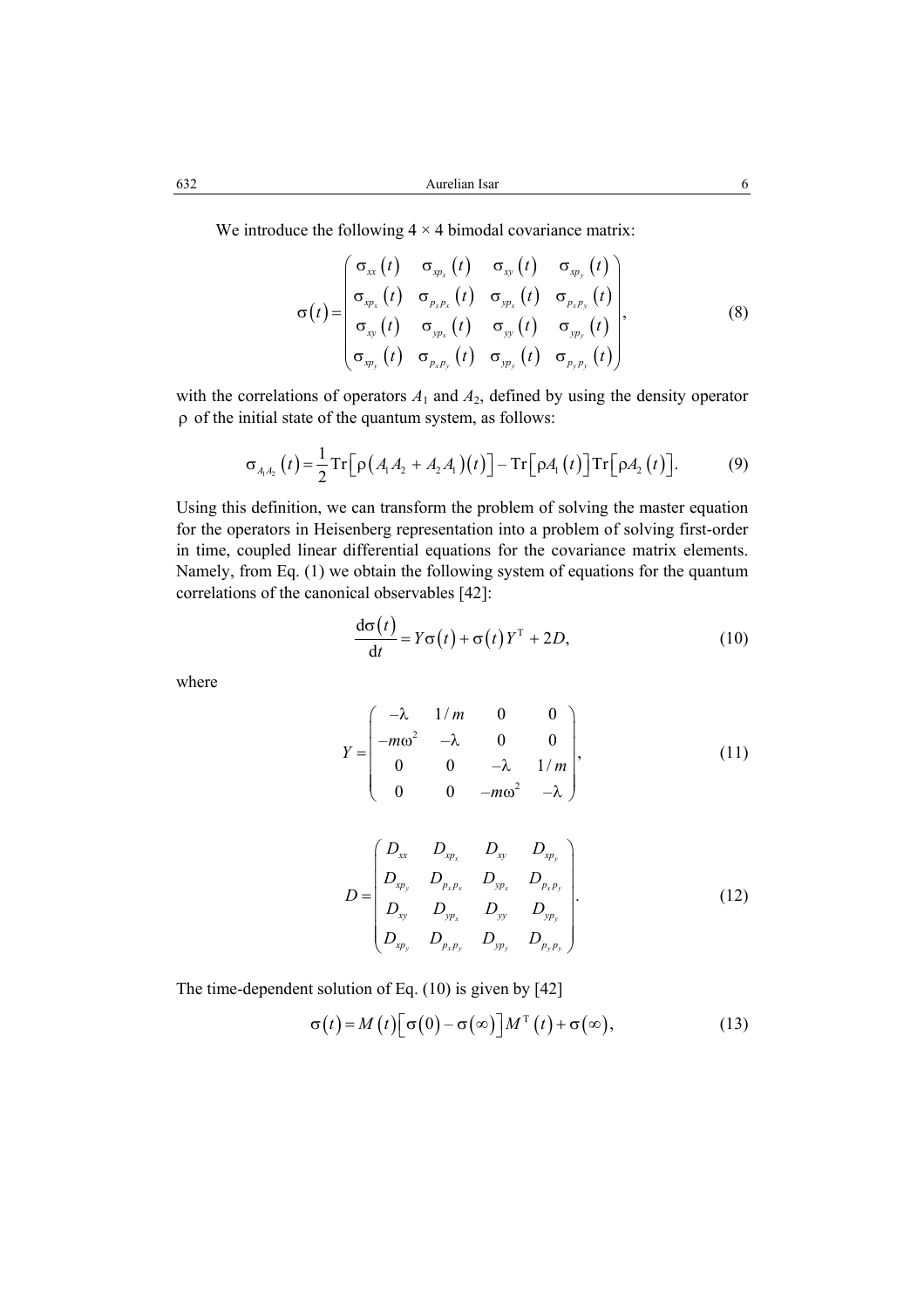We introduce the following 4 × 4 bimodal covariance matrix:

$$\sigma(t)=\begin{pmatrix} \sigma_{xx}(t) & \sigma_{xp_x}(t) & \sigma_{xy}(t) & \sigma_{xp_y}(t) \\ \sigma_{xp_x}(t) & \sigma_{p_xp_x}(t) & \sigma_{yp_x}(t) & \sigma_{p_xp_y}(t) \\ \sigma_{xy}(t) & \sigma_{yp_x}(t) & \sigma_{yy}(t) & \sigma_{yp_y}(t) \\ \sigma_{xp_y}(t) & \sigma_{p_xp_y}(t) & \sigma_{yp_y}(t) & \sigma_{p_yp_y}(t) \end{pmatrix}, \tag{8}$$

with the correlations of operators $A_1$ and $A_2$, defined by using the density operator $\rho$ of the initial state of the quantum system, as follows:

$$\sigma_{A_1A_2}(t)=\frac{1}{2}\mathrm{Tr}\left[\rho\left(A_1A_2+A_2A_1\right)(t)\right]-\mathrm{Tr}\left[\rho A_1(t)\right]\mathrm{Tr}\left[\rho A_2(t)\right]. \tag{9}$$

Using this definition, we can transform the problem of solving the master equation for the operators in Heisenberg representation into a problem of solving first-order in time, coupled linear differential equations for the covariance matrix elements. Namely, from Eq. (1) we obtain the following system of equations for the quantum correlations of the canonical observables [42]:

$$\frac{\mathrm{d}\sigma(t)}{\mathrm{d}t}=Y\sigma(t)+\sigma(t)Y^{\mathrm{T}}+2D, \tag{10}$$

where

$$Y=\begin{pmatrix} -\lambda & 1/m & 0 & 0 \\ -m\omega^2 & -\lambda & 0 & 0 \\ 0 & 0 & -\lambda & 1/m \\ 0 & 0 & -m\omega^2 & -\lambda \end{pmatrix}, \tag{11}$$

$$D=\begin{pmatrix} D_{xx} & D_{xp_x} & D_{xy} & D_{xp_y} \\ D_{xp_y} & D_{p_xp_x} & D_{yp_x} & D_{p_xp_y} \\ D_{xy} & D_{yp_x} & D_{yy} & D_{yp_y} \\ D_{xp_y} & D_{p_xp_y} & D_{yp_y} & D_{p_yp_y} \end{pmatrix}. \tag{12}$$

The time-dependent solution of Eq. (10) is given by [42]

$$\sigma(t)=M(t)\left[\sigma(0)-\sigma(\infty)\right]M^{\mathrm{T}}(t)+\sigma(\infty), \tag{13}$$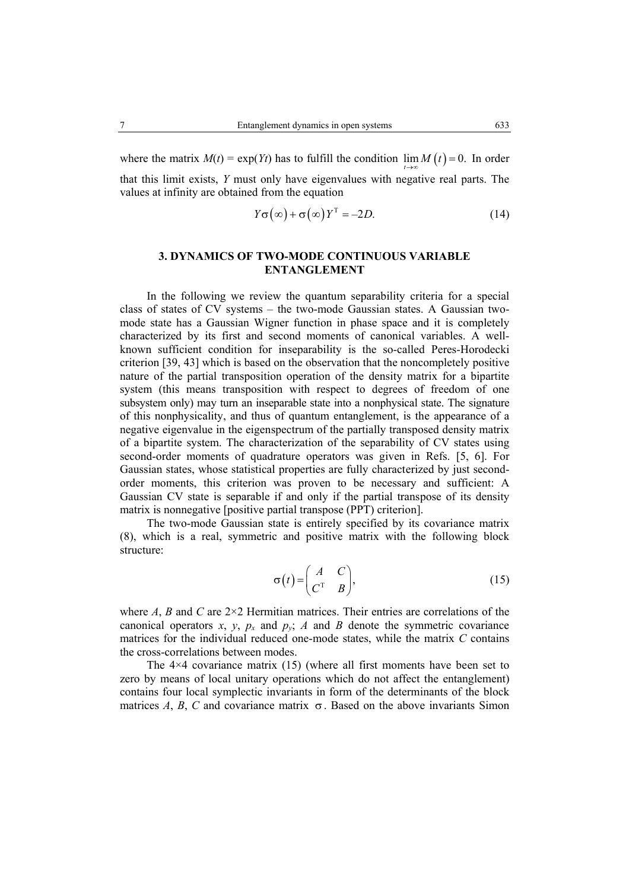where the matrix $M(t) = \exp(Yt)$ has to fulfill the condition $\lim_{t\to\infty} M(t) = 0.$ In order that this limit exists, $Y$ must only have eigenvalues with negative real parts. The values at infinity are obtained from the equation

$$Y\sigma(\infty) + \sigma(\infty)Y^{\mathrm{T}} = -2D. \tag{14}$$

## 3. DYNAMICS OF TWO-MODE CONTINUOUS VARIABLE ENTANGLEMENT

In the following we review the quantum separability criteria for a special class of states of CV systems – the two-mode Gaussian states. A Gaussian two-mode state has a Gaussian Wigner function in phase space and it is completely characterized by its first and second moments of canonical variables. A well-known sufficient condition for inseparability is the so-called Peres-Horodecki criterion [39, 43] which is based on the observation that the noncompletely positive nature of the partial transposition operation of the density matrix for a bipartite system (this means transposition with respect to degrees of freedom of one subsystem only) may turn an inseparable state into a nonphysical state. The signature of this nonphysicality, and thus of quantum entanglement, is the appearance of a negative eigenvalue in the eigenspectrum of the partially transposed density matrix of a bipartite system. The characterization of the separability of CV states using second-order moments of quadrature operators was given in Refs. [5, 6]. For Gaussian states, whose statistical properties are fully characterized by just second-order moments, this criterion was proven to be necessary and sufficient: A Gaussian CV state is separable if and only if the partial transpose of its density matrix is nonnegative [positive partial transpose (PPT) criterion].

The two-mode Gaussian state is entirely specified by its covariance matrix (8), which is a real, symmetric and positive matrix with the following block structure:

$$\sigma(t) = \begin{pmatrix} A & C \\ C^{\mathrm{T}} & B \end{pmatrix}, \tag{15}$$

where $A$, $B$ and $C$ are $2\times2$ Hermitian matrices. Their entries are correlations of the canonical operators $x$, $y$, $p_x$ and $p_y$; $A$ and $B$ denote the symmetric covariance matrices for the individual reduced one-mode states, while the matrix $C$ contains the cross-correlations between modes.

The $4\times4$ covariance matrix (15) (where all first moments have been set to zero by means of local unitary operations which do not affect the entanglement) contains four local symplectic invariants in form of the determinants of the block matrices $A$, $B$, $C$ and covariance matrix $\sigma$. Based on the above invariants Simon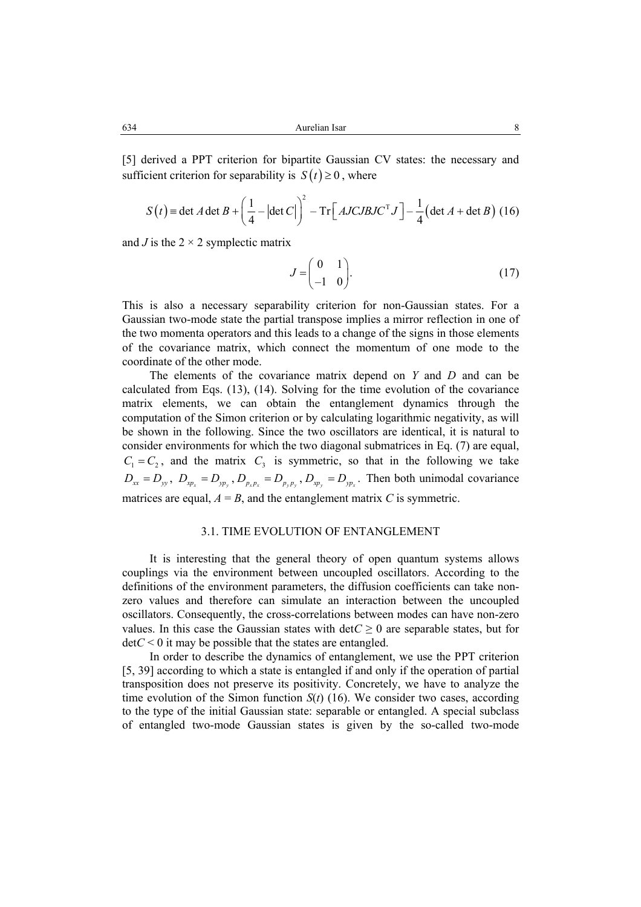[5] derived a PPT criterion for bipartite Gaussian CV states: the necessary and sufficient criterion for separability is $S(t) \geq 0$, where

$$S(t) \equiv \det A \det B + \left(\frac{1}{4} - |\det C|\right)^2 - \mathrm{Tr}\left[AJCJBJC^{\mathrm{T}}J\right] - \frac{1}{4}\left(\det A + \det B\right) \quad (16)$$

and $J$ is the 2 × 2 symplectic matrix

$$J = \begin{pmatrix} 0 & 1 \\ -1 & 0 \end{pmatrix}. \quad (17)$$

This is also a necessary separability criterion for non-Gaussian states. For a Gaussian two-mode state the partial transpose implies a mirror reflection in one of the two momenta operators and this leads to a change of the signs in those elements of the covariance matrix, which connect the momentum of one mode to the coordinate of the other mode.

The elements of the covariance matrix depend on $Y$ and $D$ and can be calculated from Eqs. (13), (14). Solving for the time evolution of the covariance matrix elements, we can obtain the entanglement dynamics through the computation of the Simon criterion or by calculating logarithmic negativity, as will be shown in the following. Since the two oscillators are identical, it is natural to consider environments for which the two diagonal submatrices in Eq. (7) are equal, $C_1 = C_2$, and the matrix $C_3$ is symmetric, so that in the following we take $D_{xx} = D_{yy}$, $D_{xp_x} = D_{yp_y}$, $D_{p_xp_x} = D_{p_yp_y}$, $D_{xp_y} = D_{yp_x}$. Then both unimodal covariance matrices are equal, $A = B$, and the entanglement matrix $C$ is symmetric.

### 3.1. TIME EVOLUTION OF ENTANGLEMENT

It is interesting that the general theory of open quantum systems allows couplings via the environment between uncoupled oscillators. According to the definitions of the environment parameters, the diffusion coefficients can take non-zero values and therefore can simulate an interaction between the uncoupled oscillators. Consequently, the cross-correlations between modes can have non-zero values. In this case the Gaussian states with $\det C \geq 0$ are separable states, but for $\det C < 0$ it may be possible that the states are entangled.

In order to describe the dynamics of entanglement, we use the PPT criterion [5, 39] according to which a state is entangled if and only if the operation of partial transposition does not preserve its positivity. Concretely, we have to analyze the time evolution of the Simon function $S(t)$ (16). We consider two cases, according to the type of the initial Gaussian state: separable or entangled. A special subclass of entangled two-mode Gaussian states is given by the so-called two-mode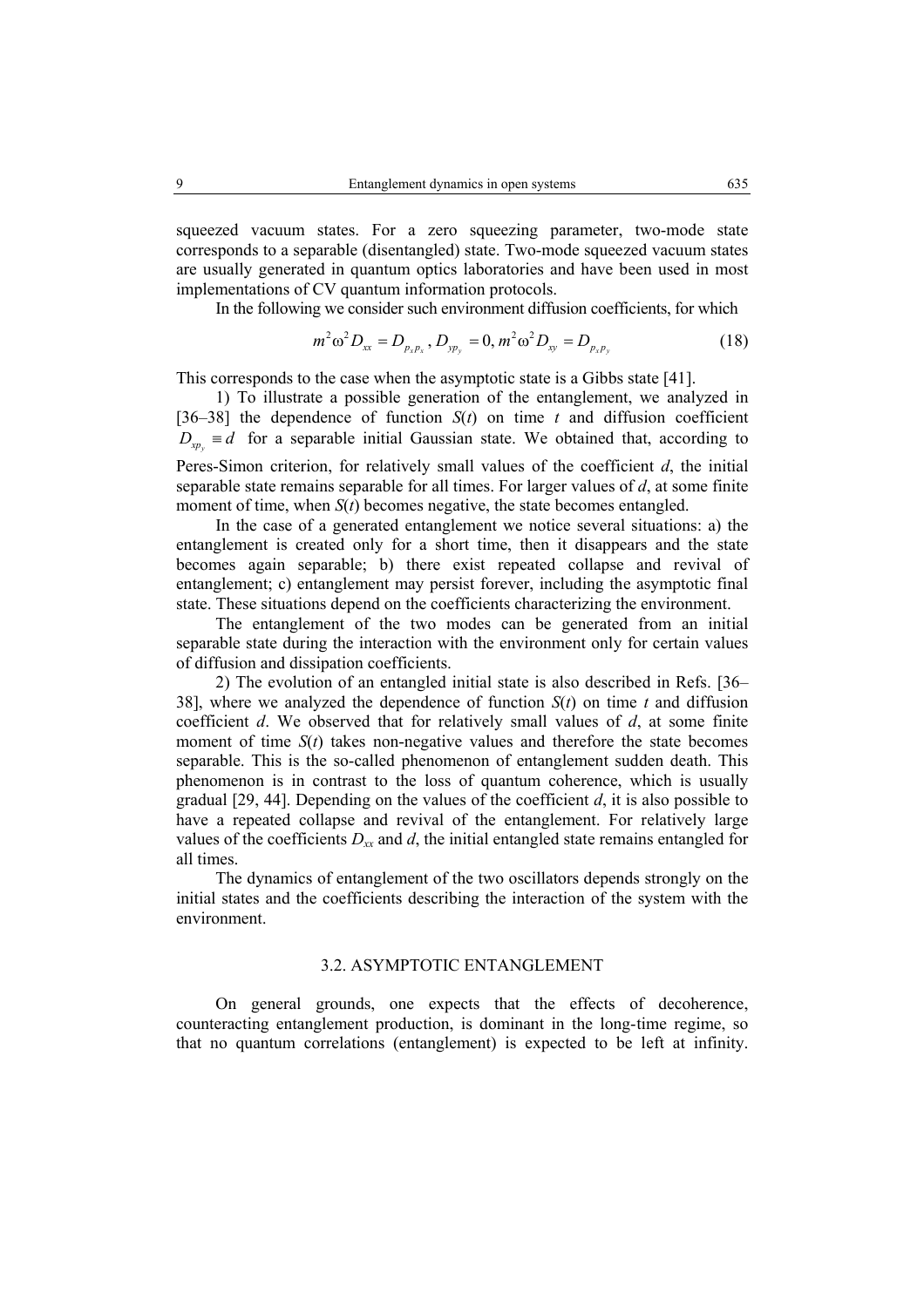squeezed vacuum states. For a zero squeezing parameter, two-mode state corresponds to a separable (disentangled) state. Two-mode squeezed vacuum states are usually generated in quantum optics laboratories and have been used in most implementations of CV quantum information protocols.

In the following we consider such environment diffusion coefficients, for which

$$m^2\omega^2 D_{xx} = D_{p_x p_x}, \, D_{yp_y} = 0, \, m^2\omega^2 D_{xy} = D_{p_x p_y} \tag{18}$$

This corresponds to the case when the asymptotic state is a Gibbs state [41].

1) To illustrate a possible generation of the entanglement, we analyzed in [36–38] the dependence of function $S(t)$ on time $t$ and diffusion coefficient $D_{xp_y} \equiv d$ for a separable initial Gaussian state. We obtained that, according to Peres-Simon criterion, for relatively small values of the coefficient $d$, the initial separable state remains separable for all times. For larger values of $d$, at some finite moment of time, when $S(t)$ becomes negative, the state becomes entangled.

In the case of a generated entanglement we notice several situations: a) the entanglement is created only for a short time, then it disappears and the state becomes again separable; b) there exist repeated collapse and revival of entanglement; c) entanglement may persist forever, including the asymptotic final state. These situations depend on the coefficients characterizing the environment.

The entanglement of the two modes can be generated from an initial separable state during the interaction with the environment only for certain values of diffusion and dissipation coefficients.

2) The evolution of an entangled initial state is also described in Refs. [36–38], where we analyzed the dependence of function $S(t)$ on time $t$ and diffusion coefficient $d$. We observed that for relatively small values of $d$, at some finite moment of time $S(t)$ takes non-negative values and therefore the state becomes separable. This is the so-called phenomenon of entanglement sudden death. This phenomenon is in contrast to the loss of quantum coherence, which is usually gradual [29, 44]. Depending on the values of the coefficient $d$, it is also possible to have a repeated collapse and revival of the entanglement. For relatively large values of the coefficients $D_{xx}$ and $d$, the initial entangled state remains entangled for all times.

The dynamics of entanglement of the two oscillators depends strongly on the initial states and the coefficients describing the interaction of the system with the environment.

### 3.2. ASYMPTOTIC ENTANGLEMENT

On general grounds, one expects that the effects of decoherence, counteracting entanglement production, is dominant in the long-time regime, so that no quantum correlations (entanglement) is expected to be left at infinity.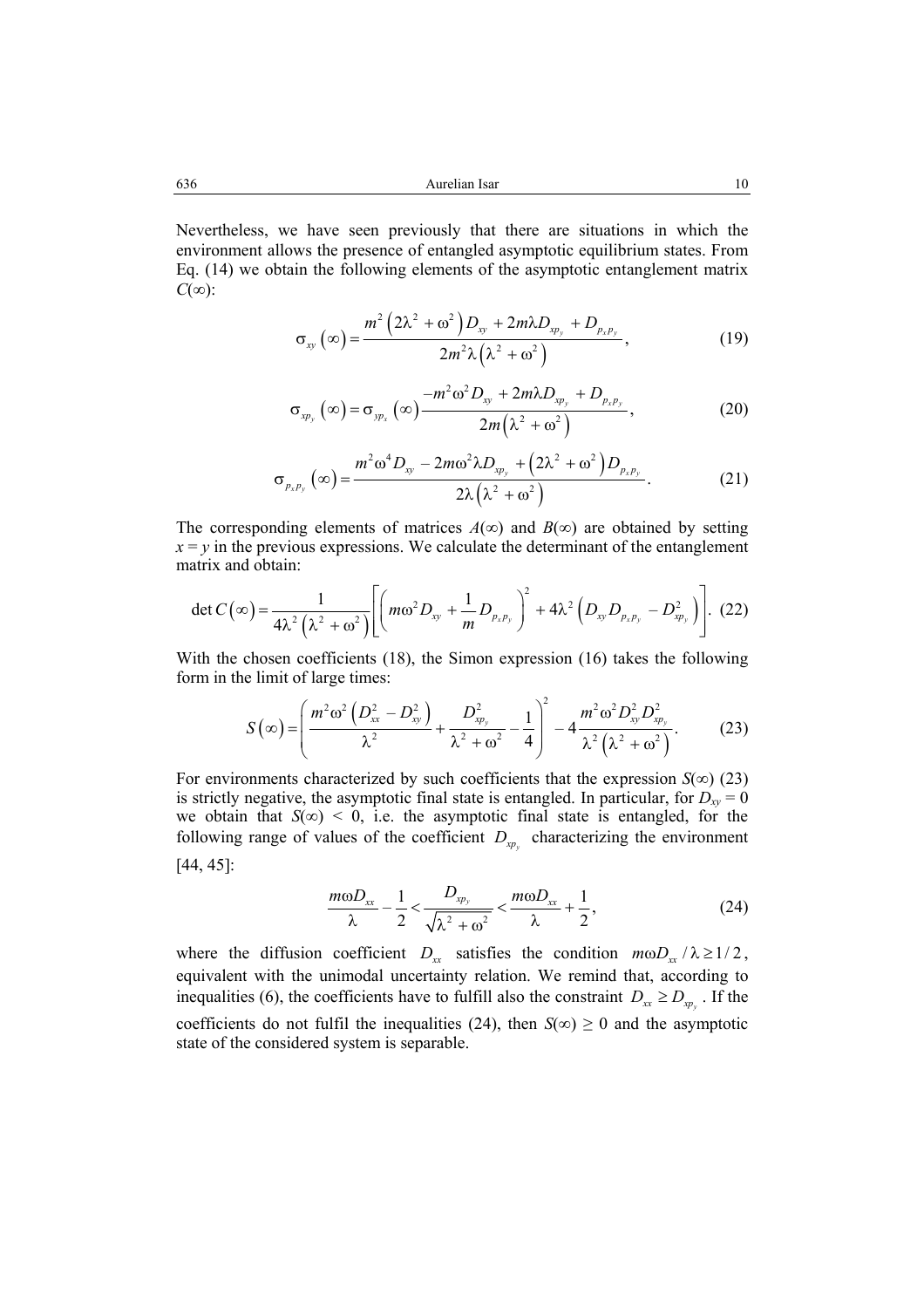Nevertheless, we have seen previously that there are situations in which the environment allows the presence of entangled asymptotic equilibrium states. From Eq. (14) we obtain the following elements of the asymptotic entanglement matrix $C(\infty)$:

$$\sigma_{xy}(\infty) = \frac{m^2\left(2\lambda^2+\omega^2\right)D_{xy} + 2m\lambda D_{xp_y} + D_{p_xp_y}}{2m^2\lambda\left(\lambda^2+\omega^2\right)}, \tag{19}$$

$$\sigma_{xp_y}(\infty) = \sigma_{yp_x}(\infty)\frac{-m^2\omega^2 D_{xy} + 2m\lambda D_{xp_y} + D_{p_xp_y}}{2m\left(\lambda^2+\omega^2\right)}, \tag{20}$$

$$\sigma_{p_xp_y}(\infty) = \frac{m^2\omega^4 D_{xy} - 2m\omega^2\lambda D_{xp_y} + \left(2\lambda^2+\omega^2\right)D_{p_xp_y}}{2\lambda\left(\lambda^2+\omega^2\right)}. \tag{21}$$

The corresponding elements of matrices $A(\infty)$ and $B(\infty)$ are obtained by setting $x = y$ in the previous expressions. We calculate the determinant of the entanglement matrix and obtain:

$$\det C(\infty) = \frac{1}{4\lambda^2\left(\lambda^2+\omega^2\right)}\left[\left(m\omega^2 D_{xy} + \frac{1}{m}D_{p_xp_y}\right)^2 + 4\lambda^2\left(D_{xy}D_{p_xp_y} - D_{xp_y}^2\right)\right]. \tag{22}$$

With the chosen coefficients (18), the Simon expression (16) takes the following form in the limit of large times:

$$S(\infty) = \left(\frac{m^2\omega^2\left(D_{xx}^2 - D_{xy}^2\right)}{\lambda^2} + \frac{D_{xp_y}^2}{\lambda^2+\omega^2} - \frac{1}{4}\right)^2 - 4\frac{m^2\omega^2 D_{xy}^2 D_{xp_y}^2}{\lambda^2\left(\lambda^2+\omega^2\right)}. \tag{23}$$

For environments characterized by such coefficients that the expression $S(\infty)$ (23) is strictly negative, the asymptotic final state is entangled. In particular, for $D_{xy} = 0$ we obtain that $S(\infty) < 0$, i.e. the asymptotic final state is entangled, for the following range of values of the coefficient $D_{xp_y}$ characterizing the environment [44, 45]:

$$\frac{m\omega D_{xx}}{\lambda} - \frac{1}{2} < \frac{D_{xp_y}}{\sqrt{\lambda^2+\omega^2}} < \frac{m\omega D_{xx}}{\lambda} + \frac{1}{2}, \tag{24}$$

where the diffusion coefficient $D_{xx}$ satisfies the condition $m\omega D_{xx}/\lambda \geq 1/2$, equivalent with the unimodal uncertainty relation. We remind that, according to inequalities (6), the coefficients have to fulfill also the constraint $D_{xx} \geq D_{xp_y}$. If the coefficients do not fulfil the inequalities (24), then $S(\infty) \geq 0$ and the asymptotic state of the considered system is separable.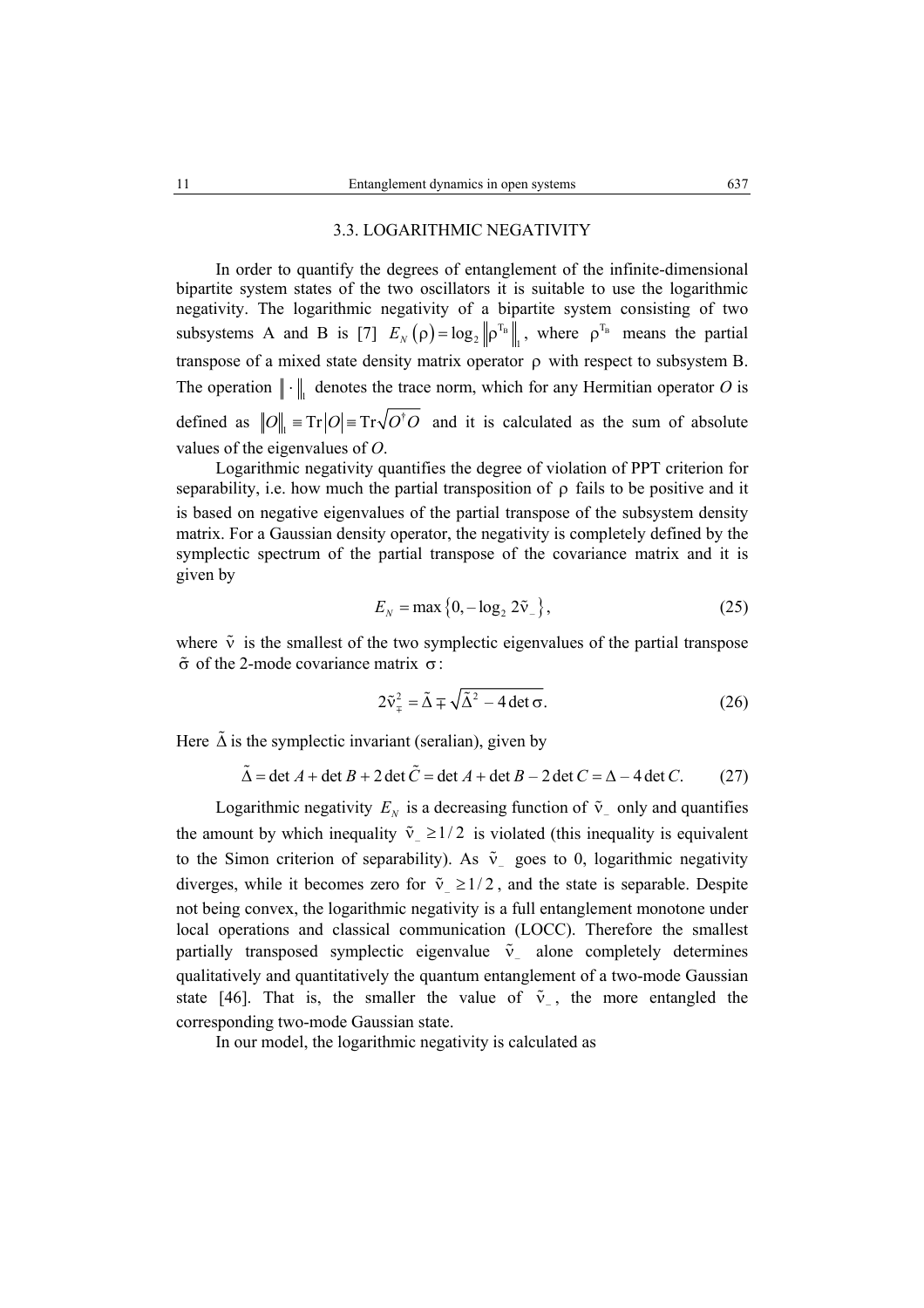### 3.3. LOGARITHMIC NEGATIVITY

In order to quantify the degrees of entanglement of the infinite-dimensional bipartite system states of the two oscillators it is suitable to use the logarithmic negativity. The logarithmic negativity of a bipartite system consisting of two subsystems A and B is [7] $E_N(\rho) = \log_2 \left\| \rho^{T_B} \right\|_1$, where $\rho^{T_B}$ means the partial transpose of a mixed state density matrix operator $\rho$ with respect to subsystem B. The operation $\| \cdot \|_1$ denotes the trace norm, which for any Hermitian operator $O$ is defined as $\|O\|_1 \equiv \mathrm{Tr}|O| \equiv \mathrm{Tr}\sqrt{O^\dagger O}$ and it is calculated as the sum of absolute values of the eigenvalues of $O$.

Logarithmic negativity quantifies the degree of violation of PPT criterion for separability, i.e. how much the partial transposition of $\rho$ fails to be positive and it is based on negative eigenvalues of the partial transpose of the subsystem density matrix. For a Gaussian density operator, the negativity is completely defined by the symplectic spectrum of the partial transpose of the covariance matrix and it is given by

$$E_N = \max\left\{0, -\log_2 2\tilde{\nu}_-\right\}, \tag{25}$$

where $\tilde{\nu}$ is the smallest of the two symplectic eigenvalues of the partial transpose $\tilde{\sigma}$ of the 2-mode covariance matrix $\sigma$:

$$2\tilde{\nu}_\mp^2 = \tilde{\Delta} \mp \sqrt{\tilde{\Delta}^2 - 4\det\sigma}. \tag{26}$$

Here $\tilde{\Delta}$ is the symplectic invariant (seralian), given by

$$\tilde{\Delta} = \det A + \det B + 2\det\tilde{C} = \det A + \det B - 2\det C = \Delta - 4\det C. \tag{27}$$

Logarithmic negativity $E_N$ is a decreasing function of $\tilde{\nu}_-$ only and quantifies the amount by which inequality $\tilde{\nu}_- \geq 1/2$ is violated (this inequality is equivalent to the Simon criterion of separability). As $\tilde{\nu}_-$ goes to 0, logarithmic negativity diverges, while it becomes zero for $\tilde{\nu}_- \geq 1/2$, and the state is separable. Despite not being convex, the logarithmic negativity is a full entanglement monotone under local operations and classical communication (LOCC). Therefore the smallest partially transposed symplectic eigenvalue $\tilde{\nu}_-$ alone completely determines qualitatively and quantitatively the quantum entanglement of a two-mode Gaussian state [46]. That is, the smaller the value of $\tilde{\nu}_-$, the more entangled the corresponding two-mode Gaussian state.

In our model, the logarithmic negativity is calculated as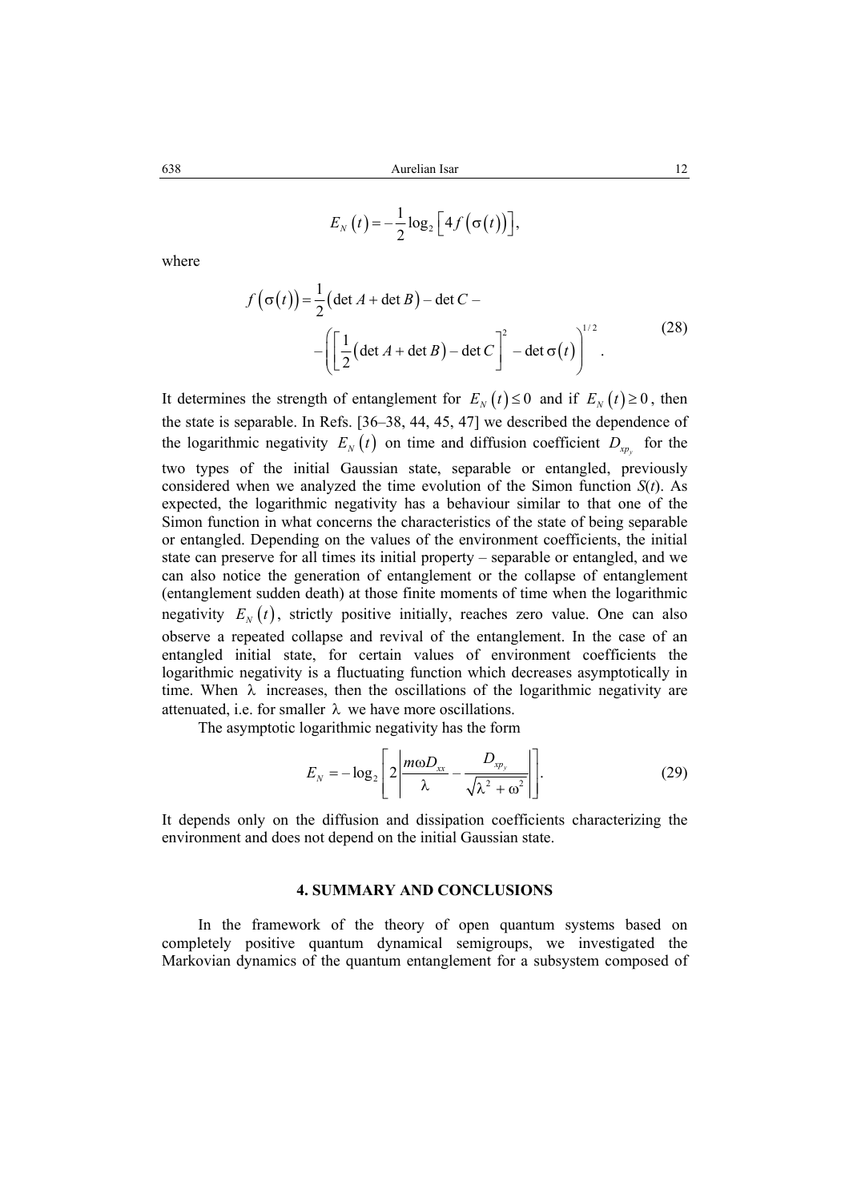$$E_N(t) = -\frac{1}{2}\log_2\left[4f\left(\sigma(t)\right)\right],$$

where

$$f\left(\sigma(t)\right) = \frac{1}{2}\left(\det A + \det B\right) - \det C - \\ -\left(\left[\frac{1}{2}\left(\det A + \det B\right) - \det C\right]^2 - \det\sigma(t)\right)^{1/2}. \tag{28}$$

It determines the strength of entanglement for $E_N(t) \le 0$ and if $E_N(t) \ge 0$, then the state is separable. In Refs. [36–38, 44, 45, 47] we described the dependence of the logarithmic negativity $E_N(t)$ on time and diffusion coefficient $D_{xp_y}$ for the two types of the initial Gaussian state, separable or entangled, previously considered when we analyzed the time evolution of the Simon function $S(t)$. As expected, the logarithmic negativity has a behaviour similar to that one of the Simon function in what concerns the characteristics of the state of being separable or entangled. Depending on the values of the environment coefficients, the initial state can preserve for all times its initial property – separable or entangled, and we can also notice the generation of entanglement or the collapse of entanglement (entanglement sudden death) at those finite moments of time when the logarithmic negativity $E_N(t)$, strictly positive initially, reaches zero value. One can also observe a repeated collapse and revival of the entanglement. In the case of an entangled initial state, for certain values of environment coefficients the logarithmic negativity is a fluctuating function which decreases asymptotically in time. When $\lambda$ increases, then the oscillations of the logarithmic negativity are attenuated, i.e. for smaller $\lambda$ we have more oscillations.

The asymptotic logarithmic negativity has the form

$$E_N = -\log_2\left[2\left|\frac{m\omega D_{xx}}{\lambda} - \frac{D_{xp_y}}{\sqrt{\lambda^2+\omega^2}}\right|\right]. \tag{29}$$

It depends only on the diffusion and dissipation coefficients characterizing the environment and does not depend on the initial Gaussian state.

## 4. SUMMARY AND CONCLUSIONS

In the framework of the theory of open quantum systems based on completely positive quantum dynamical semigroups, we investigated the Markovian dynamics of the quantum entanglement for a subsystem composed of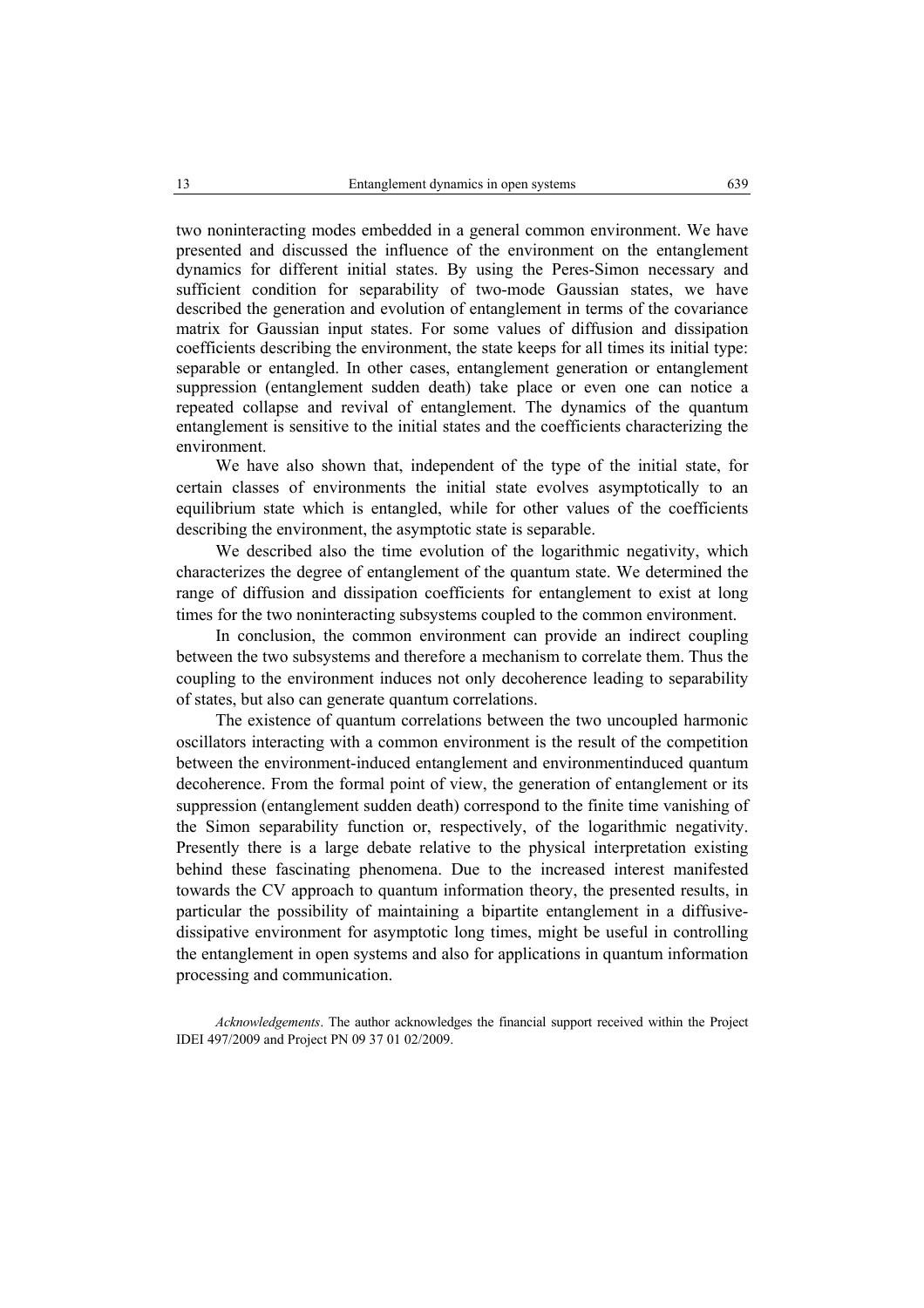two noninteracting modes embedded in a general common environment. We have presented and discussed the influence of the environment on the entanglement dynamics for different initial states. By using the Peres-Simon necessary and sufficient condition for separability of two-mode Gaussian states, we have described the generation and evolution of entanglement in terms of the covariance matrix for Gaussian input states. For some values of diffusion and dissipation coefficients describing the environment, the state keeps for all times its initial type: separable or entangled. In other cases, entanglement generation or entanglement suppression (entanglement sudden death) take place or even one can notice a repeated collapse and revival of entanglement. The dynamics of the quantum entanglement is sensitive to the initial states and the coefficients characterizing the environment.

We have also shown that, independent of the type of the initial state, for certain classes of environments the initial state evolves asymptotically to an equilibrium state which is entangled, while for other values of the coefficients describing the environment, the asymptotic state is separable.

We described also the time evolution of the logarithmic negativity, which characterizes the degree of entanglement of the quantum state. We determined the range of diffusion and dissipation coefficients for entanglement to exist at long times for the two noninteracting subsystems coupled to the common environment.

In conclusion, the common environment can provide an indirect coupling between the two subsystems and therefore a mechanism to correlate them. Thus the coupling to the environment induces not only decoherence leading to separability of states, but also can generate quantum correlations.

The existence of quantum correlations between the two uncoupled harmonic oscillators interacting with a common environment is the result of the competition between the environment-induced entanglement and environmentinduced quantum decoherence. From the formal point of view, the generation of entanglement or its suppression (entanglement sudden death) correspond to the finite time vanishing of the Simon separability function or, respectively, of the logarithmic negativity. Presently there is a large debate relative to the physical interpretation existing behind these fascinating phenomena. Due to the increased interest manifested towards the CV approach to quantum information theory, the presented results, in particular the possibility of maintaining a bipartite entanglement in a diffusive-dissipative environment for asymptotic long times, might be useful in controlling the entanglement in open systems and also for applications in quantum information processing and communication.

*Acknowledgements*. The author acknowledges the financial support received within the Project IDEI 497/2009 and Project PN 09 37 01 02/2009.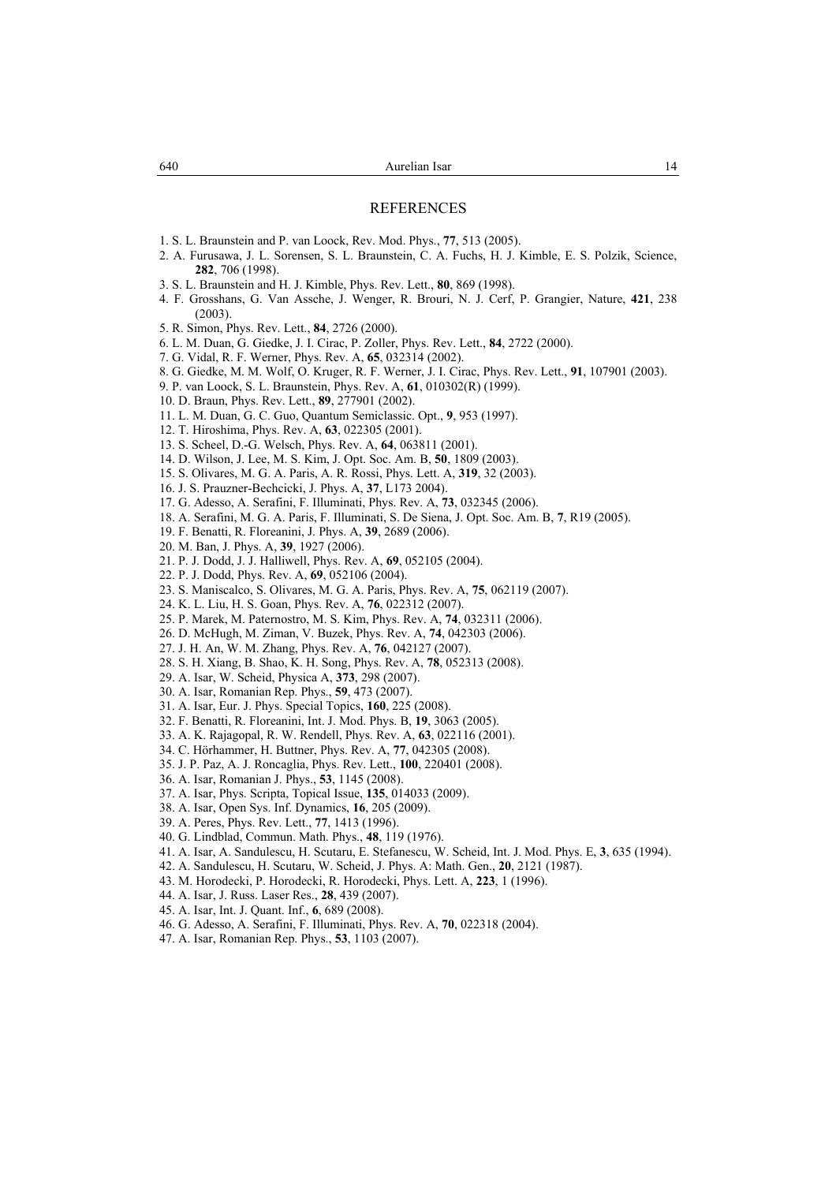## REFERENCES

1. S. L. Braunstein and P. van Loock, Rev. Mod. Phys., **77**, 513 (2005).
2. A. Furusawa, J. L. Sorensen, S. L. Braunstein, C. A. Fuchs, H. J. Kimble, E. S. Polzik, Science, **282**, 706 (1998).
3. S. L. Braunstein and H. J. Kimble, Phys. Rev. Lett., **80**, 869 (1998).
4. F. Grosshans, G. Van Assche, J. Wenger, R. Brouri, N. J. Cerf, P. Grangier, Nature, **421**, 238 (2003).
5. R. Simon, Phys. Rev. Lett., **84**, 2726 (2000).
6. L. M. Duan, G. Giedke, J. I. Cirac, P. Zoller, Phys. Rev. Lett., **84**, 2722 (2000).
7. G. Vidal, R. F. Werner, Phys. Rev. A, **65**, 032314 (2002).
8. G. Giedke, M. M. Wolf, O. Kruger, R. F. Werner, J. I. Cirac, Phys. Rev. Lett., **91**, 107901 (2003).
9. P. van Loock, S. L. Braunstein, Phys. Rev. A, **61**, 010302(R) (1999).
10. D. Braun, Phys. Rev. Lett., **89**, 277901 (2002).
11. L. M. Duan, G. C. Guo, Quantum Semiclassic. Opt., **9**, 953 (1997).
12. T. Hiroshima, Phys. Rev. A, **63**, 022305 (2001).
13. S. Scheel, D.-G. Welsch, Phys. Rev. A, **64**, 063811 (2001).
14. D. Wilson, J. Lee, M. S. Kim, J. Opt. Soc. Am. B, **50**, 1809 (2003).
15. S. Olivares, M. G. A. Paris, A. R. Rossi, Phys. Lett. A, **319**, 32 (2003).
16. J. S. Prauzner-Bechcicki, J. Phys. A, **37**, L173 2004).
17. G. Adesso, A. Serafini, F. Illuminati, Phys. Rev. A, **73**, 032345 (2006).
18. A. Serafini, M. G. A. Paris, F. Illuminati, S. De Siena, J. Opt. Soc. Am. B, **7**, R19 (2005).
19. F. Benatti, R. Floreanini, J. Phys. A, **39**, 2689 (2006).
20. M. Ban, J. Phys. A, **39**, 1927 (2006).
21. P. J. Dodd, J. J. Halliwell, Phys. Rev. A, **69**, 052105 (2004).
22. P. J. Dodd, Phys. Rev. A, **69**, 052106 (2004).
23. S. Maniscalco, S. Olivares, M. G. A. Paris, Phys. Rev. A, **75**, 062119 (2007).
24. K. L. Liu, H. S. Goan, Phys. Rev. A, **76**, 022312 (2007).
25. P. Marek, M. Paternostro, M. S. Kim, Phys. Rev. A, **74**, 032311 (2006).
26. D. McHugh, M. Ziman, V. Buzek, Phys. Rev. A, **74**, 042303 (2006).
27. J. H. An, W. M. Zhang, Phys. Rev. A, **76**, 042127 (2007).
28. S. H. Xiang, B. Shao, K. H. Song, Phys. Rev. A, **78**, 052313 (2008).
29. A. Isar, W. Scheid, Physica A, **373**, 298 (2007).
30. A. Isar, Romanian Rep. Phys., **59**, 473 (2007).
31. A. Isar, Eur. J. Phys. Special Topics, **160**, 225 (2008).
32. F. Benatti, R. Floreanini, Int. J. Mod. Phys. B, **19**, 3063 (2005).
33. A. K. Rajagopal, R. W. Rendell, Phys. Rev. A, **63**, 022116 (2001).
34. C. Hörhammer, H. Buttner, Phys. Rev. A, **77**, 042305 (2008).
35. J. P. Paz, A. J. Roncaglia, Phys. Rev. Lett., **100**, 220401 (2008).
36. A. Isar, Romanian J. Phys., **53**, 1145 (2008).
37. A. Isar, Phys. Scripta, Topical Issue, **135**, 014033 (2009).
38. A. Isar, Open Sys. Inf. Dynamics, **16**, 205 (2009).
39. A. Peres, Phys. Rev. Lett., **77**, 1413 (1996).
40. G. Lindblad, Commun. Math. Phys., **48**, 119 (1976).
41. A. Isar, A. Sandulescu, H. Scutaru, E. Stefanescu, W. Scheid, Int. J. Mod. Phys. E, **3**, 635 (1994).
42. A. Sandulescu, H. Scutaru, W. Scheid, J. Phys. A: Math. Gen., **20**, 2121 (1987).
43. M. Horodecki, P. Horodecki, R. Horodecki, Phys. Lett. A, **223**, 1 (1996).
44. A. Isar, J. Russ. Laser Res., **28**, 439 (2007).
45. A. Isar, Int. J. Quant. Inf., **6**, 689 (2008).
46. G. Adesso, A. Serafini, F. Illuminati, Phys. Rev. A, **70**, 022318 (2004).
47. A. Isar, Romanian Rep. Phys., **53**, 1103 (2007).